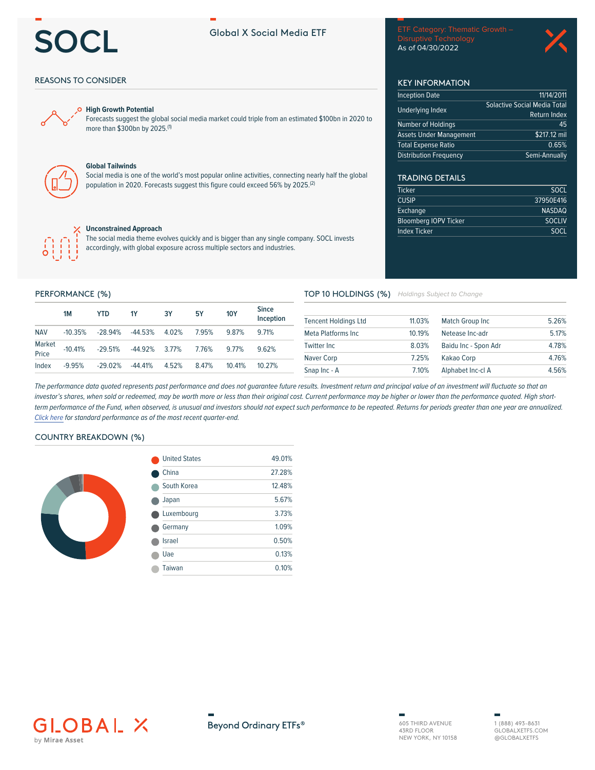# SOCL

Global X Social Media ETF

ETF Category: Thematic Growth – Disruptive Technology
As of 04/30/2022

## REASONS TO CONSIDER

**High Growth Potential**
Forecasts suggest the global social media market could triple from an estimated $100bn in 2020 to more than $300bn by 2025.[1]

**Global Tailwinds**
Social media is one of the world's most popular online activities, connecting nearly half the global population in 2020. Forecasts suggest this figure could exceed 56% by 2025.[2]

**Unconstrained Approach**
The social media theme evolves quickly and is bigger than any single company. SOCL invests accordingly, with global exposure across multiple sectors and industries.

## KEY INFORMATION

| | |
|---|---|
| Inception Date | 11/14/2011 |
| Underlying Index | Solactive Social Media Total Return Index |
| Number of Holdings | 45 |
| Assets Under Management | $217.12 mil |
| Total Expense Ratio | 0.65% |
| Distribution Frequency | Semi-Annually |

## TRADING DETAILS

| | |
|---|---|
| Ticker | SOCL |
| CUSIP | 37950E416 |
| Exchange | NASDAQ |
| Bloomberg IOPV Ticker | SOCLIV |
| Index Ticker | SOCL |

## PERFORMANCE (%)

| | 1M | YTD | 1Y | 3Y | 5Y | 10Y | Since Inception |
|---|---|---|---|---|---|---|---|
| NAV | -10.35% | -28.94% | -44.53% | 4.02% | 7.95% | 9.87% | 9.71% |
| Market Price | -10.41% | -29.51% | -44.92% | 3.77% | 7.76% | 9.77% | 9.62% |
| Index | -9.95% | -29.02% | -44.41% | 4.52% | 8.47% | 10.41% | 10.27% |

## TOP 10 HOLDINGS (%)

*Holdings Subject to Change*

| | |
|---|---|
| Tencent Holdings Ltd | 11.03% |
| Meta Platforms Inc | 10.19% |
| Twitter Inc | 8.03% |
| Naver Corp | 7.25% |
| Snap Inc - A | 7.10% |
| Match Group Inc | 5.26% |
| Netease Inc-adr | 5.17% |
| Baidu Inc - Spon Adr | 4.78% |
| Kakao Corp | 4.76% |
| Alphabet Inc-cl A | 4.56% |

*The performance data quoted represents past performance and does not guarantee future results. Investment return and principal value of an investment will fluctuate so that an investor's shares, when sold or redeemed, may be worth more or less than their original cost. Current performance may be higher or lower than the performance quoted. High short-term performance of the Fund, when observed, is unusual and investors should not expect such performance to be repeated. Returns for periods greater than one year are annualized. Click here for standard performance as of the most recent quarter-end.*

## COUNTRY BREAKDOWN (%)

| | |
|---|---|
| United States | 49.01% |
| China | 27.28% |
| South Korea | 12.48% |
| Japan | 5.67% |
| Luxembourg | 3.73% |
| Germany | 1.09% |
| Israel | 0.50% |
| Uae | 0.13% |
| Taiwan | 0.10% |

GLOBAL X by Mirae Asset

Beyond Ordinary ETFs®

605 THIRD AVENUE
43RD FLOOR
NEW YORK, NY 10158

1 (888) 493-8631
GLOBALXETFS.COM
@GLOBALXETFS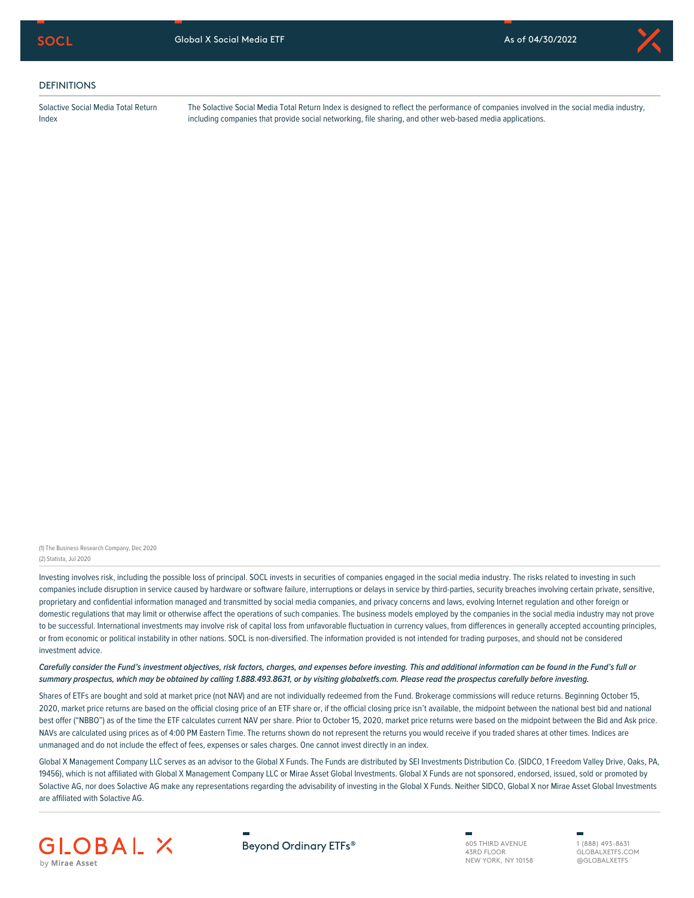## DEFINITIONS

| | |
|---|---|
| Solactive Social Media Total Return Index | The Solactive Social Media Total Return Index is designed to reflect the performance of companies involved in the social media industry, including companies that provide social networking, file sharing, and other web-based media applications. |

(1) The Business Research Company, Dec 2020

(2) Statista, Jul 2020

Investing involves risk, including the possible loss of principal. SOCL invests in securities of companies engaged in the social media industry. The risks related to investing in such companies include disruption in service caused by hardware or software failure, interruptions or delays in service by third-parties, security breaches involving certain private, sensitive, proprietary and confidential information managed and transmitted by social media companies, and privacy concerns and laws, evolving Internet regulation and other foreign or domestic regulations that may limit or otherwise affect the operations of such companies. The business models employed by the companies in the social media industry may not prove to be successful. International investments may involve risk of capital loss from unfavorable fluctuation in currency values, from differences in generally accepted accounting principles, or from economic or political instability in other nations. SOCL is non-diversified. The information provided is not intended for trading purposes, and should not be considered investment advice.

***Carefully consider the Fund's investment objectives, risk factors, charges, and expenses before investing. This and additional information can be found in the Fund's full or summary prospectus, which may be obtained by calling 1.888.493.8631, or by visiting globalxetfs.com. Please read the prospectus carefully before investing.***

Shares of ETFs are bought and sold at market price (not NAV) and are not individually redeemed from the Fund. Brokerage commissions will reduce returns. Beginning October 15, 2020, market price returns are based on the official closing price of an ETF share or, if the official closing price isn't available, the midpoint between the national best bid and national best offer ("NBBO") as of the time the ETF calculates current NAV per share. Prior to October 15, 2020, market price returns were based on the midpoint between the Bid and Ask price. NAVs are calculated using prices as of 4:00 PM Eastern Time. The returns shown do not represent the returns you would receive if you traded shares at other times. Indices are unmanaged and do not include the effect of fees, expenses or sales charges. One cannot invest directly in an index.

Global X Management Company LLC serves as an advisor to the Global X Funds. The Funds are distributed by SEI Investments Distribution Co. (SIDCO, 1 Freedom Valley Drive, Oaks, PA, 19456), which is not affiliated with Global X Management Company LLC or Mirae Asset Global Investments. Global X Funds are not sponsored, endorsed, issued, sold or promoted by Solactive AG, nor does Solactive AG make any representations regarding the advisability of investing in the Global X Funds. Neither SIDCO, Global X nor Mirae Asset Global Investments are affiliated with Solactive AG.

GLOBAL X by Mirae Asset

Beyond Ordinary ETFs®

605 THIRD AVENUE
43RD FLOOR
NEW YORK, NY 10158

1 (888) 493-8631
GLOBALXETFS.COM
@GLOBALXETFS